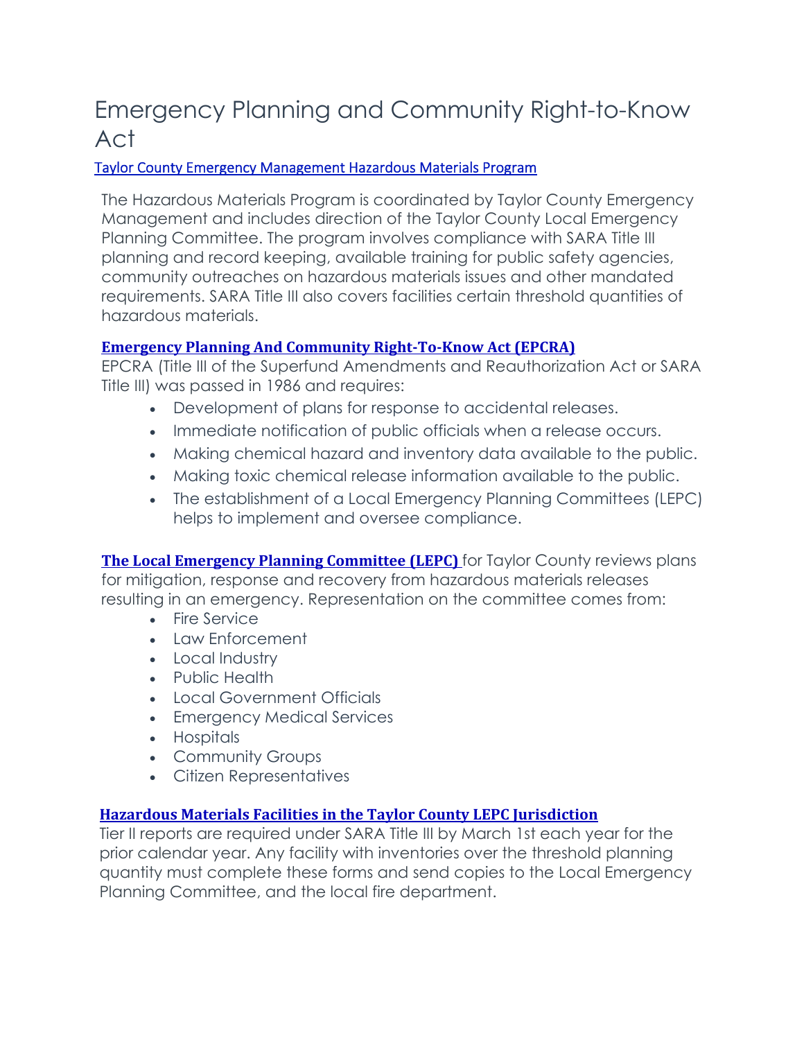# Emergency Planning and Community Right-to-Know Act

[Taylor County Emergency Management Hazardous Materials Program]

The Hazardous Materials Program is coordinated by Taylor County Emergency Management and includes direction of the Taylor County Local Emergency Planning Committee. The program involves compliance with SARA Title III planning and record keeping, available training for public safety agencies, community outreaches on hazardous materials issues and other mandated requirements. SARA Title III also covers facilities certain threshold quantities of hazardous materials.

**Emergency Planning And Community Right-To-Know Act (EPCRA)**

EPCRA (Title III of the Superfund Amendments and Reauthorization Act or SARA Title III) was passed in 1986 and requires:

- Development of plans for response to accidental releases.
- Immediate notification of public officials when a release occurs.
- Making chemical hazard and inventory data available to the public.
- Making toxic chemical release information available to the public.
- The establishment of a Local Emergency Planning Committees (LEPC) helps to implement and oversee compliance.

**The Local Emergency Planning Committee (LEPC)** for Taylor County reviews plans for mitigation, response and recovery from hazardous materials releases resulting in an emergency. Representation on the committee comes from:

- Fire Service
- Law Enforcement
- Local Industry
- Public Health
- Local Government Officials
- Emergency Medical Services
- Hospitals
- Community Groups
- Citizen Representatives

**Hazardous Materials Facilities in the Taylor County LEPC Jurisdiction**

Tier II reports are required under SARA Title III by March 1st each year for the prior calendar year. Any facility with inventories over the threshold planning quantity must complete these forms and send copies to the Local Emergency Planning Committee, and the local fire department.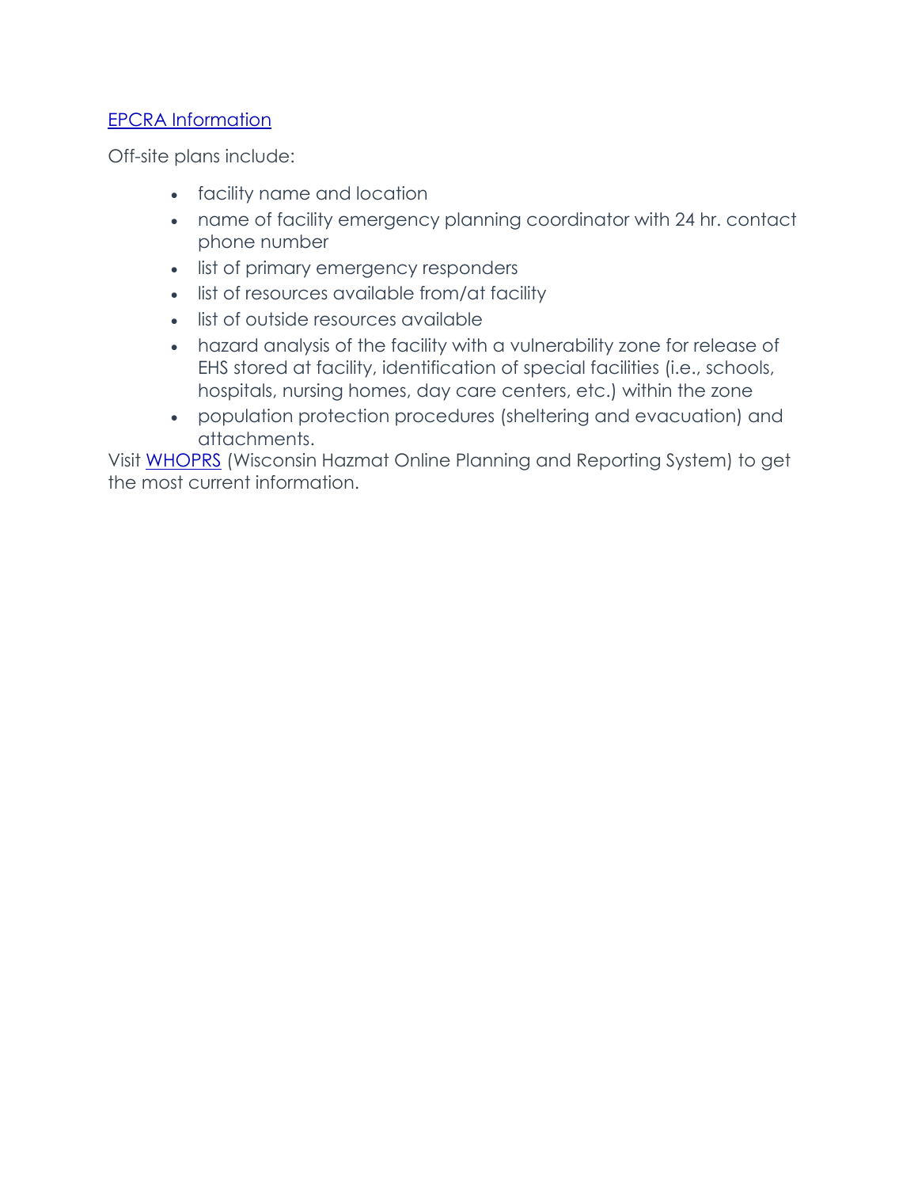[EPCRA Information]

Off-site plans include:

- facility name and location
- name of facility emergency planning coordinator with 24 hr. contact phone number
- list of primary emergency responders
- list of resources available from/at facility
- list of outside resources available
- hazard analysis of the facility with a vulnerability zone for release of EHS stored at facility, identification of special facilities (i.e., schools, hospitals, nursing homes, day care centers, etc.) within the zone
- population protection procedures (sheltering and evacuation) and attachments.

Visit WHOPRS (Wisconsin Hazmat Online Planning and Reporting System) to get the most current information.